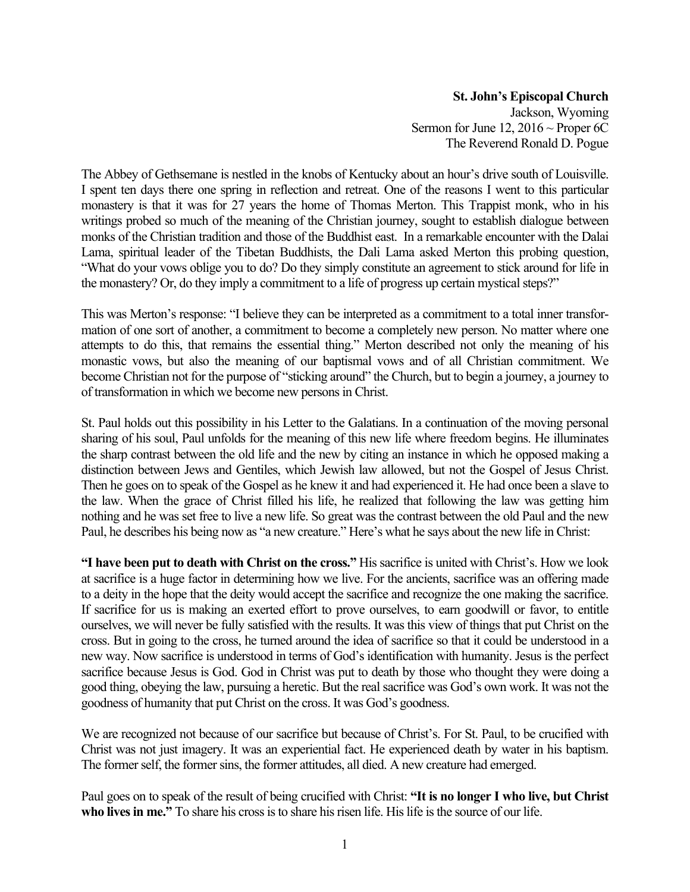**St. John's Episcopal Church**
Jackson, Wyoming
Sermon for June 12, 2016 ~ Proper 6C
The Reverend Ronald D. Pogue

The Abbey of Gethsemane is nestled in the knobs of Kentucky about an hour's drive south of Louisville. I spent ten days there one spring in reflection and retreat. One of the reasons I went to this particular monastery is that it was for 27 years the home of Thomas Merton. This Trappist monk, who in his writings probed so much of the meaning of the Christian journey, sought to establish dialogue between monks of the Christian tradition and those of the Buddhist east. In a remarkable encounter with the Dalai Lama, spiritual leader of the Tibetan Buddhists, the Dali Lama asked Merton this probing question, "What do your vows oblige you to do? Do they simply constitute an agreement to stick around for life in the monastery? Or, do they imply a commitment to a life of progress up certain mystical steps?"

This was Merton's response: "I believe they can be interpreted as a commitment to a total inner transformation of one sort of another, a commitment to become a completely new person. No matter where one attempts to do this, that remains the essential thing." Merton described not only the meaning of his monastic vows, but also the meaning of our baptismal vows and of all Christian commitment. We become Christian not for the purpose of "sticking around" the Church, but to begin a journey, a journey to of transformation in which we become new persons in Christ.

St. Paul holds out this possibility in his Letter to the Galatians. In a continuation of the moving personal sharing of his soul, Paul unfolds for the meaning of this new life where freedom begins. He illuminates the sharp contrast between the old life and the new by citing an instance in which he opposed making a distinction between Jews and Gentiles, which Jewish law allowed, but not the Gospel of Jesus Christ. Then he goes on to speak of the Gospel as he knew it and had experienced it. He had once been a slave to the law. When the grace of Christ filled his life, he realized that following the law was getting him nothing and he was set free to live a new life. So great was the contrast between the old Paul and the new Paul, he describes his being now as "a new creature." Here's what he says about the new life in Christ:

**"I have been put to death with Christ on the cross."** His sacrifice is united with Christ's. How we look at sacrifice is a huge factor in determining how we live. For the ancients, sacrifice was an offering made to a deity in the hope that the deity would accept the sacrifice and recognize the one making the sacrifice. If sacrifice for us is making an exerted effort to prove ourselves, to earn goodwill or favor, to entitle ourselves, we will never be fully satisfied with the results. It was this view of things that put Christ on the cross. But in going to the cross, he turned around the idea of sacrifice so that it could be understood in a new way. Now sacrifice is understood in terms of God's identification with humanity. Jesus is the perfect sacrifice because Jesus is God. God in Christ was put to death by those who thought they were doing a good thing, obeying the law, pursuing a heretic. But the real sacrifice was God's own work. It was not the goodness of humanity that put Christ on the cross. It was God's goodness.

We are recognized not because of our sacrifice but because of Christ's. For St. Paul, to be crucified with Christ was not just imagery. It was an experiential fact. He experienced death by water in his baptism. The former self, the former sins, the former attitudes, all died. A new creature had emerged.

Paul goes on to speak of the result of being crucified with Christ: **"It is no longer I who live, but Christ who lives in me."** To share his cross is to share his risen life. His life is the source of our life.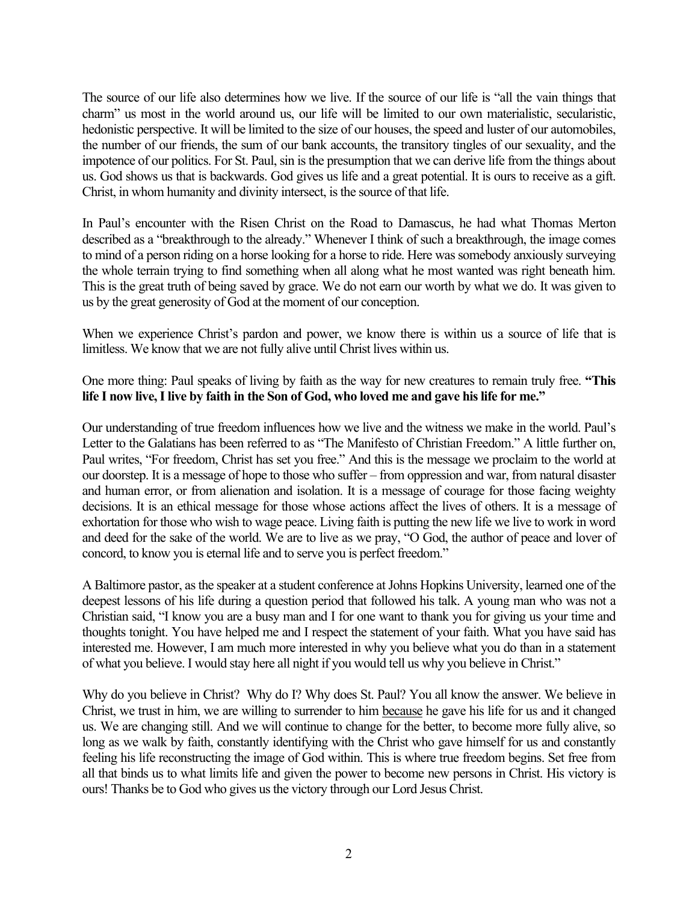The source of our life also determines how we live. If the source of our life is "all the vain things that charm" us most in the world around us, our life will be limited to our own materialistic, secularistic, hedonistic perspective. It will be limited to the size of our houses, the speed and luster of our automobiles, the number of our friends, the sum of our bank accounts, the transitory tingles of our sexuality, and the impotence of our politics. For St. Paul, sin is the presumption that we can derive life from the things about us. God shows us that is backwards. God gives us life and a great potential. It is ours to receive as a gift. Christ, in whom humanity and divinity intersect, is the source of that life.

In Paul's encounter with the Risen Christ on the Road to Damascus, he had what Thomas Merton described as a "breakthrough to the already." Whenever I think of such a breakthrough, the image comes to mind of a person riding on a horse looking for a horse to ride. Here was somebody anxiously surveying the whole terrain trying to find something when all along what he most wanted was right beneath him. This is the great truth of being saved by grace. We do not earn our worth by what we do. It was given to us by the great generosity of God at the moment of our conception.

When we experience Christ's pardon and power, we know there is within us a source of life that is limitless. We know that we are not fully alive until Christ lives within us.

One more thing: Paul speaks of living by faith as the way for new creatures to remain truly free. **"This life I now live, I live by faith in the Son of God, who loved me and gave his life for me."**

Our understanding of true freedom influences how we live and the witness we make in the world. Paul's Letter to the Galatians has been referred to as "The Manifesto of Christian Freedom." A little further on, Paul writes, "For freedom, Christ has set you free." And this is the message we proclaim to the world at our doorstep. It is a message of hope to those who suffer – from oppression and war, from natural disaster and human error, or from alienation and isolation. It is a message of courage for those facing weighty decisions. It is an ethical message for those whose actions affect the lives of others. It is a message of exhortation for those who wish to wage peace. Living faith is putting the new life we live to work in word and deed for the sake of the world. We are to live as we pray, "O God, the author of peace and lover of concord, to know you is eternal life and to serve you is perfect freedom."

A Baltimore pastor, as the speaker at a student conference at Johns Hopkins University, learned one of the deepest lessons of his life during a question period that followed his talk. A young man who was not a Christian said, "I know you are a busy man and I for one want to thank you for giving us your time and thoughts tonight. You have helped me and I respect the statement of your faith. What you have said has interested me. However, I am much more interested in why you believe what you do than in a statement of what you believe. I would stay here all night if you would tell us why you believe in Christ."

Why do you believe in Christ? Why do I? Why does St. Paul? You all know the answer. We believe in Christ, we trust in him, we are willing to surrender to him <u>because</u> he gave his life for us and it changed us. We are changing still. And we will continue to change for the better, to become more fully alive, so long as we walk by faith, constantly identifying with the Christ who gave himself for us and constantly feeling his life reconstructing the image of God within. This is where true freedom begins. Set free from all that binds us to what limits life and given the power to become new persons in Christ. His victory is ours! Thanks be to God who gives us the victory through our Lord Jesus Christ.